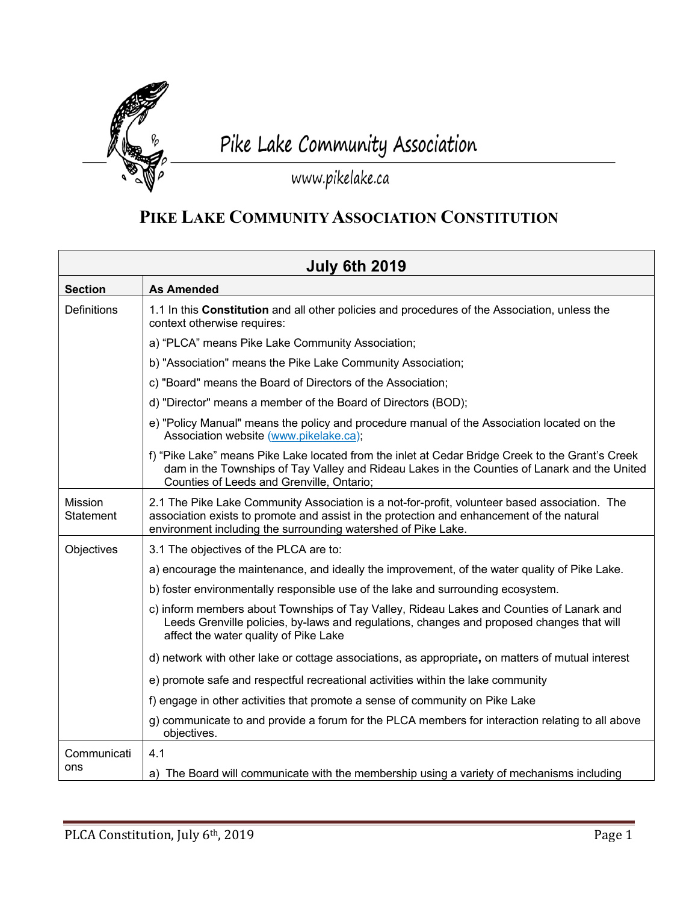Pike Lake Community Association

www.pikelake.ca

# PIKE LAKE COMMUNITY ASSOCIATION CONSTITUTION

| July 6th 2019 | |
|---|---|
| **Section** | **As Amended** |
| Definitions | 1.1 In this **Constitution** and all other policies and procedures of the Association, unless the context otherwise requires:<br>a) "PLCA" means Pike Lake Community Association;<br>b) "Association" means the Pike Lake Community Association;<br>c) "Board" means the Board of Directors of the Association;<br>d) "Director" means a member of the Board of Directors (BOD);<br>e) "Policy Manual" means the policy and procedure manual of the Association located on the Association website (www.pikelake.ca);<br>f) "Pike Lake" means Pike Lake located from the inlet at Cedar Bridge Creek to the Grant's Creek dam in the Townships of Tay Valley and Rideau Lakes in the Counties of Lanark and the United Counties of Leeds and Grenville, Ontario; |
| Mission Statement | 2.1 The Pike Lake Community Association is a not-for-profit, volunteer based association. The association exists to promote and assist in the protection and enhancement of the natural environment including the surrounding watershed of Pike Lake. |
| Objectives | 3.1 The objectives of the PLCA are to:<br>a) encourage the maintenance, and ideally the improvement, of the water quality of Pike Lake.<br>b) foster environmentally responsible use of the lake and surrounding ecosystem.<br>c) inform members about Townships of Tay Valley, Rideau Lakes and Counties of Lanark and Leeds Grenville policies, by-laws and regulations, changes and proposed changes that will affect the water quality of Pike Lake<br>d) network with other lake or cottage associations, as appropriate**,** on matters of mutual interest<br>e) promote safe and respectful recreational activities within the lake community<br>f) engage in other activities that promote a sense of community on Pike Lake<br>g) communicate to and provide a forum for the PLCA members for interaction relating to all above objectives. |
| Communications | 4.1<br>a) The Board will communicate with the membership using a variety of mechanisms including |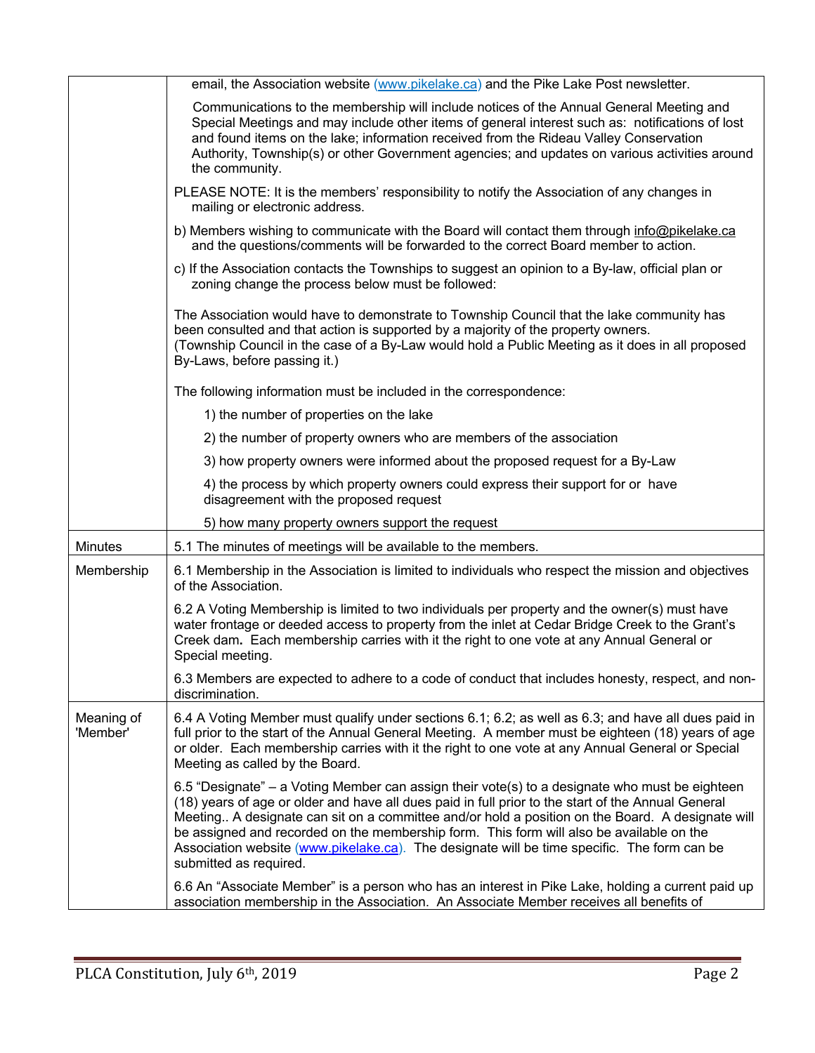| | |
|---|---|
| | email, the Association website (www.pikelake.ca) and the Pike Lake Post newsletter.<br><br>Communications to the membership will include notices of the Annual General Meeting and Special Meetings and may include other items of general interest such as: notifications of lost and found items on the lake; information received from the Rideau Valley Conservation Authority, Township(s) or other Government agencies; and updates on various activities around the community.<br><br>PLEASE NOTE: It is the members' responsibility to notify the Association of any changes in mailing or electronic address.<br><br>b) Members wishing to communicate with the Board will contact them through info@pikelake.ca and the questions/comments will be forwarded to the correct Board member to action.<br><br>c) If the Association contacts the Townships to suggest an opinion to a By-law, official plan or zoning change the process below must be followed:<br><br>The Association would have to demonstrate to Township Council that the lake community has been consulted and that action is supported by a majority of the property owners. (Township Council in the case of a By-Law would hold a Public Meeting as it does in all proposed By-Laws, before passing it.)<br><br>The following information must be included in the correspondence:<br><br>1) the number of properties on the lake<br><br>2) the number of property owners who are members of the association<br><br>3) how property owners were informed about the proposed request for a By-Law<br><br>4) the process by which property owners could express their support for or have disagreement with the proposed request<br><br>5) how many property owners support the request |
| Minutes | 5.1 The minutes of meetings will be available to the members. |
| Membership | 6.1 Membership in the Association is limited to individuals who respect the mission and objectives of the Association.<br><br>6.2 A Voting Membership is limited to two individuals per property and the owner(s) must have water frontage or deeded access to property from the inlet at Cedar Bridge Creek to the Grant's Creek dam. Each membership carries with it the right to one vote at any Annual General or Special meeting.<br><br>6.3 Members are expected to adhere to a code of conduct that includes honesty, respect, and non-discrimination. |
| Meaning of 'Member' | 6.4 A Voting Member must qualify under sections 6.1; 6.2; as well as 6.3; and have all dues paid in full prior to the start of the Annual General Meeting. A member must be eighteen (18) years of age or older. Each membership carries with it the right to one vote at any Annual General or Special Meeting as called by the Board.<br><br>6.5 "Designate" – a Voting Member can assign their vote(s) to a designate who must be eighteen (18) years of age or older and have all dues paid in full prior to the start of the Annual General Meeting.. A designate can sit on a committee and/or hold a position on the Board. A designate will be assigned and recorded on the membership form. This form will also be available on the Association website (www.pikelake.ca). The designate will be time specific. The form can be submitted as required.<br><br>6.6 An "Associate Member" is a person who has an interest in Pike Lake, holding a current paid up association membership in the Association. An Associate Member receives all benefits of |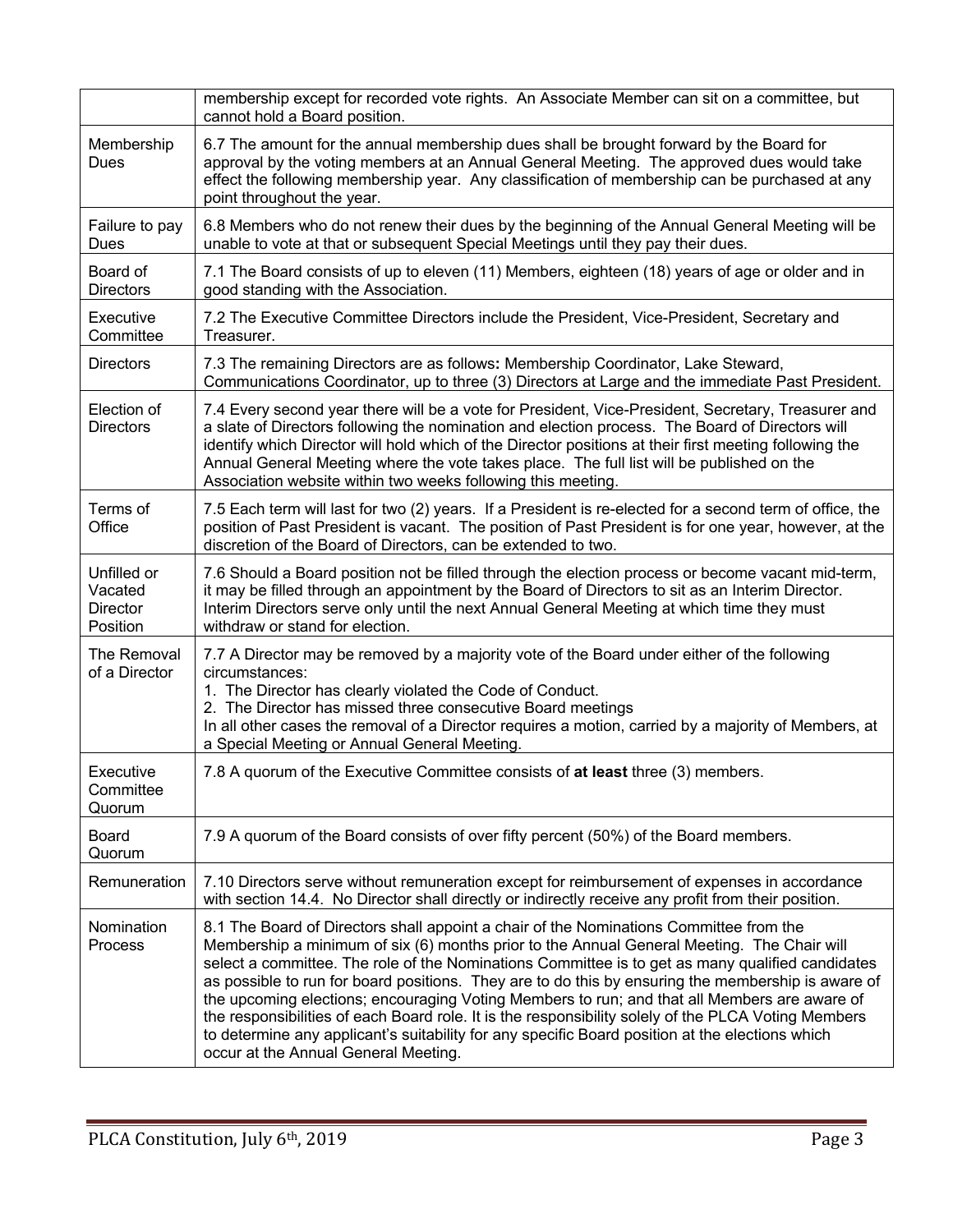| | |
|---|---|
| | membership except for recorded vote rights. An Associate Member can sit on a committee, but cannot hold a Board position. |
| Membership Dues | 6.7 The amount for the annual membership dues shall be brought forward by the Board for approval by the voting members at an Annual General Meeting. The approved dues would take effect the following membership year. Any classification of membership can be purchased at any point throughout the year. |
| Failure to pay Dues | 6.8 Members who do not renew their dues by the beginning of the Annual General Meeting will be unable to vote at that or subsequent Special Meetings until they pay their dues. |
| Board of Directors | 7.1 The Board consists of up to eleven (11) Members, eighteen (18) years of age or older and in good standing with the Association. |
| Executive Committee | 7.2 The Executive Committee Directors include the President, Vice-President, Secretary and Treasurer. |
| Directors | 7.3 The remaining Directors are as follows**:** Membership Coordinator, Lake Steward, Communications Coordinator, up to three (3) Directors at Large and the immediate Past President. |
| Election of Directors | 7.4 Every second year there will be a vote for President, Vice-President, Secretary, Treasurer and a slate of Directors following the nomination and election process. The Board of Directors will identify which Director will hold which of the Director positions at their first meeting following the Annual General Meeting where the vote takes place. The full list will be published on the Association website within two weeks following this meeting. |
| Terms of Office | 7.5 Each term will last for two (2) years. If a President is re-elected for a second term of office, the position of Past President is vacant. The position of Past President is for one year, however, at the discretion of the Board of Directors, can be extended to two. |
| Unfilled or Vacated Director Position | 7.6 Should a Board position not be filled through the election process or become vacant mid-term, it may be filled through an appointment by the Board of Directors to sit as an Interim Director. Interim Directors serve only until the next Annual General Meeting at which time they must withdraw or stand for election. |
| The Removal of a Director | 7.7 A Director may be removed by a majority vote of the Board under either of the following circumstances:<br>1. The Director has clearly violated the Code of Conduct.<br>2. The Director has missed three consecutive Board meetings<br>In all other cases the removal of a Director requires a motion, carried by a majority of Members, at a Special Meeting or Annual General Meeting. |
| Executive Committee Quorum | 7.8 A quorum of the Executive Committee consists of **at least** three (3) members. |
| Board Quorum | 7.9 A quorum of the Board consists of over fifty percent (50%) of the Board members. |
| Remuneration | 7.10 Directors serve without remuneration except for reimbursement of expenses in accordance with section 14.4. No Director shall directly or indirectly receive any profit from their position. |
| Nomination Process | 8.1 The Board of Directors shall appoint a chair of the Nominations Committee from the Membership a minimum of six (6) months prior to the Annual General Meeting. The Chair will select a committee. The role of the Nominations Committee is to get as many qualified candidates as possible to run for board positions. They are to do this by ensuring the membership is aware of the upcoming elections; encouraging Voting Members to run; and that all Members are aware of the responsibilities of each Board role. It is the responsibility solely of the PLCA Voting Members to determine any applicant's suitability for any specific Board position at the elections which occur at the Annual General Meeting. |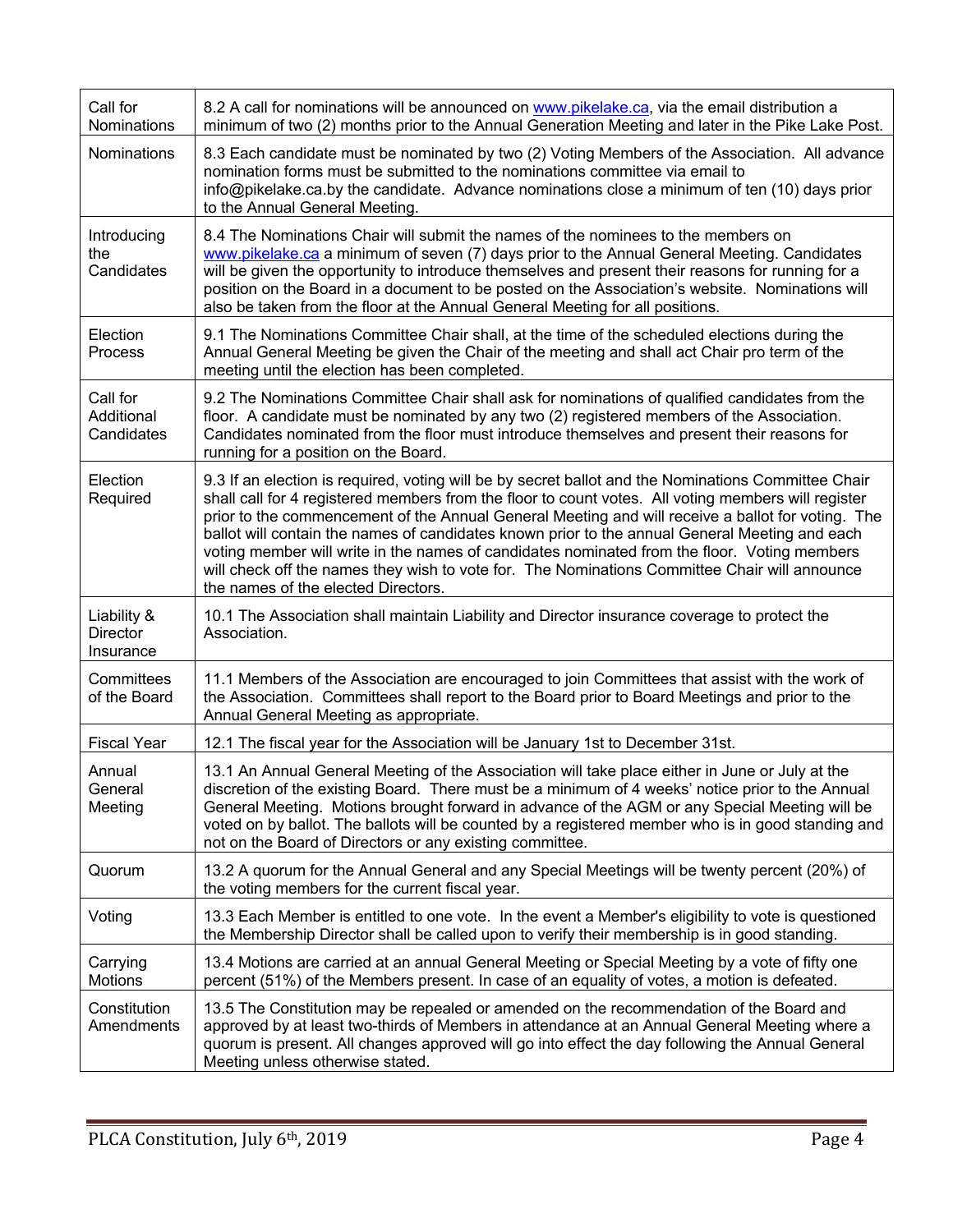| | |
|---|---|
| Call for Nominations | 8.2 A call for nominations will be announced on www.pikelake.ca, via the email distribution a minimum of two (2) months prior to the Annual Generation Meeting and later in the Pike Lake Post. |
| Nominations | 8.3 Each candidate must be nominated by two (2) Voting Members of the Association. All advance nomination forms must be submitted to the nominations committee via email to info@pikelake.ca.by the candidate. Advance nominations close a minimum of ten (10) days prior to the Annual General Meeting. |
| Introducing the Candidates | 8.4 The Nominations Chair will submit the names of the nominees to the members on www.pikelake.ca a minimum of seven (7) days prior to the Annual General Meeting. Candidates will be given the opportunity to introduce themselves and present their reasons for running for a position on the Board in a document to be posted on the Association's website. Nominations will also be taken from the floor at the Annual General Meeting for all positions. |
| Election Process | 9.1 The Nominations Committee Chair shall, at the time of the scheduled elections during the Annual General Meeting be given the Chair of the meeting and shall act Chair pro term of the meeting until the election has been completed. |
| Call for Additional Candidates | 9.2 The Nominations Committee Chair shall ask for nominations of qualified candidates from the floor. A candidate must be nominated by any two (2) registered members of the Association. Candidates nominated from the floor must introduce themselves and present their reasons for running for a position on the Board. |
| Election Required | 9.3 If an election is required, voting will be by secret ballot and the Nominations Committee Chair shall call for 4 registered members from the floor to count votes. All voting members will register prior to the commencement of the Annual General Meeting and will receive a ballot for voting. The ballot will contain the names of candidates known prior to the annual General Meeting and each voting member will write in the names of candidates nominated from the floor. Voting members will check off the names they wish to vote for. The Nominations Committee Chair will announce the names of the elected Directors. |
| Liability & Director Insurance | 10.1 The Association shall maintain Liability and Director insurance coverage to protect the Association. |
| Committees of the Board | 11.1 Members of the Association are encouraged to join Committees that assist with the work of the Association. Committees shall report to the Board prior to Board Meetings and prior to the Annual General Meeting as appropriate. |
| Fiscal Year | 12.1 The fiscal year for the Association will be January 1st to December 31st. |
| Annual General Meeting | 13.1 An Annual General Meeting of the Association will take place either in June or July at the discretion of the existing Board. There must be a minimum of 4 weeks' notice prior to the Annual General Meeting. Motions brought forward in advance of the AGM or any Special Meeting will be voted on by ballot. The ballots will be counted by a registered member who is in good standing and not on the Board of Directors or any existing committee. |
| Quorum | 13.2 A quorum for the Annual General and any Special Meetings will be twenty percent (20%) of the voting members for the current fiscal year. |
| Voting | 13.3 Each Member is entitled to one vote. In the event a Member's eligibility to vote is questioned the Membership Director shall be called upon to verify their membership is in good standing. |
| Carrying Motions | 13.4 Motions are carried at an annual General Meeting or Special Meeting by a vote of fifty one percent (51%) of the Members present. In case of an equality of votes, a motion is defeated. |
| Constitution Amendments | 13.5 The Constitution may be repealed or amended on the recommendation of the Board and approved by at least two-thirds of Members in attendance at an Annual General Meeting where a quorum is present. All changes approved will go into effect the day following the Annual General Meeting unless otherwise stated. |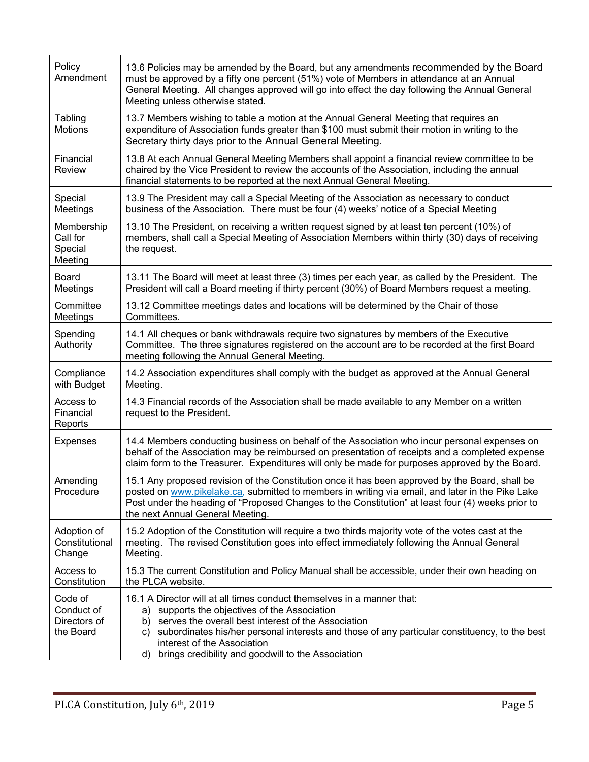| | |
|---|---|
| Policy Amendment | 13.6 Policies may be amended by the Board, but any amendments recommended by the Board must be approved by a fifty one percent (51%) vote of Members in attendance at an Annual General Meeting. All changes approved will go into effect the day following the Annual General Meeting unless otherwise stated. |
| Tabling Motions | 13.7 Members wishing to table a motion at the Annual General Meeting that requires an expenditure of Association funds greater than $100 must submit their motion in writing to the Secretary thirty days prior to the Annual General Meeting. |
| Financial Review | 13.8 At each Annual General Meeting Members shall appoint a financial review committee to be chaired by the Vice President to review the accounts of the Association, including the annual financial statements to be reported at the next Annual General Meeting. |
| Special Meetings | 13.9 The President may call a Special Meeting of the Association as necessary to conduct business of the Association. There must be four (4) weeks' notice of a Special Meeting |
| Membership Call for Special Meeting | 13.10 The President, on receiving a written request signed by at least ten percent (10%) of members, shall call a Special Meeting of Association Members within thirty (30) days of receiving the request. |
| Board Meetings | 13.11 The Board will meet at least three (3) times per each year, as called by the President. The President will call a Board meeting if thirty percent (30%) of Board Members request a meeting. |
| Committee Meetings | 13.12 Committee meetings dates and locations will be determined by the Chair of those Committees. |
| Spending Authority | 14.1 All cheques or bank withdrawals require two signatures by members of the Executive Committee. The three signatures registered on the account are to be recorded at the first Board meeting following the Annual General Meeting. |
| Compliance with Budget | 14.2 Association expenditures shall comply with the budget as approved at the Annual General Meeting. |
| Access to Financial Reports | 14.3 Financial records of the Association shall be made available to any Member on a written request to the President. |
| Expenses | 14.4 Members conducting business on behalf of the Association who incur personal expenses on behalf of the Association may be reimbursed on presentation of receipts and a completed expense claim form to the Treasurer. Expenditures will only be made for purposes approved by the Board. |
| Amending Procedure | 15.1 Any proposed revision of the Constitution once it has been approved by the Board, shall be posted on [www.pikelake.ca,](http://www.pikelake.ca) submitted to members in writing via email, and later in the Pike Lake Post under the heading of "Proposed Changes to the Constitution" at least four (4) weeks prior to the next Annual General Meeting. |
| Adoption of Constitutional Change | 15.2 Adoption of the Constitution will require a two thirds majority vote of the votes cast at the meeting. The revised Constitution goes into effect immediately following the Annual General Meeting. |
| Access to Constitution | 15.3 The current Constitution and Policy Manual shall be accessible, under their own heading on the PLCA website. |
| Code of Conduct of Directors of the Board | 16.1 A Director will at all times conduct themselves in a manner that:<br>a) supports the objectives of the Association<br>b) serves the overall best interest of the Association<br>c) subordinates his/her personal interests and those of any particular constituency, to the best interest of the Association<br>d) brings credibility and goodwill to the Association |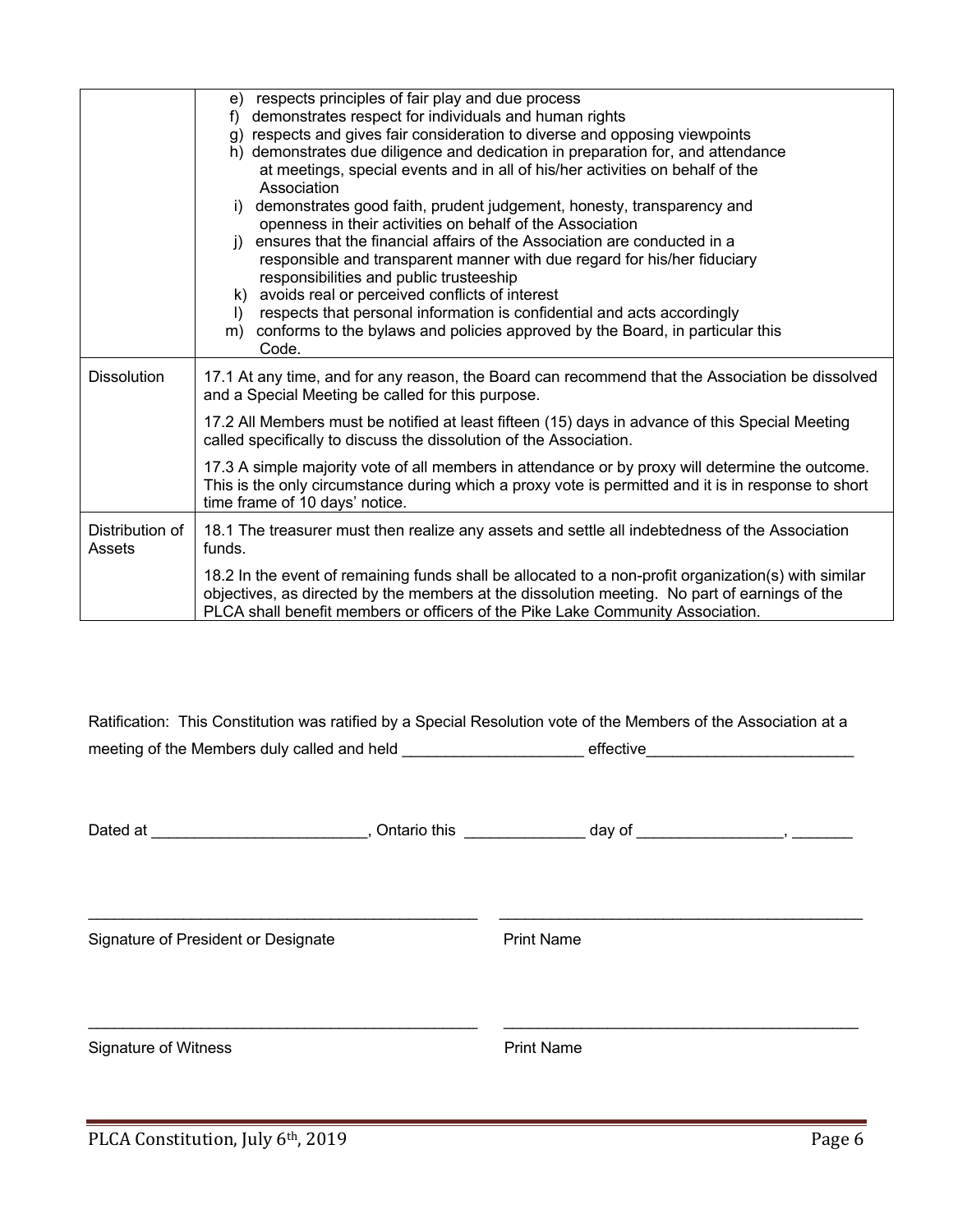| | |
|---|---|
| | e) respects principles of fair play and due process<br>f) demonstrates respect for individuals and human rights<br>g) respects and gives fair consideration to diverse and opposing viewpoints<br>h) demonstrates due diligence and dedication in preparation for, and attendance at meetings, special events and in all of his/her activities on behalf of the Association<br>i) demonstrates good faith, prudent judgement, honesty, transparency and openness in their activities on behalf of the Association<br>j) ensures that the financial affairs of the Association are conducted in a responsible and transparent manner with due regard for his/her fiduciary responsibilities and public trusteeship<br>k) avoids real or perceived conflicts of interest<br>l) respects that personal information is confidential and acts accordingly<br>m) conforms to the bylaws and policies approved by the Board, in particular this Code. |
| Dissolution | 17.1 At any time, and for any reason, the Board can recommend that the Association be dissolved and a Special Meeting be called for this purpose.<br><br>17.2 All Members must be notified at least fifteen (15) days in advance of this Special Meeting called specifically to discuss the dissolution of the Association.<br><br>17.3 A simple majority vote of all members in attendance or by proxy will determine the outcome. This is the only circumstance during which a proxy vote is permitted and it is in response to short time frame of 10 days' notice. |
| Distribution of Assets | 18.1 The treasurer must then realize any assets and settle all indebtedness of the Association funds.<br><br>18.2 In the event of remaining funds shall be allocated to a non-profit organization(s) with similar objectives, as directed by the members at the dissolution meeting. No part of earnings of the PLCA shall benefit members or officers of the Pike Lake Community Association. |

Ratification: This Constitution was ratified by a Special Resolution vote of the Members of the Association at a meeting of the Members duly called and held ____________________ effective________________________

Dated at ________________________, Ontario this _____________ day of ________________, _______

______________________________________________ ______________________________________________

Signature of President or Designate Print Name

______________________________________________ ______________________________________________

Signature of Witness Print Name